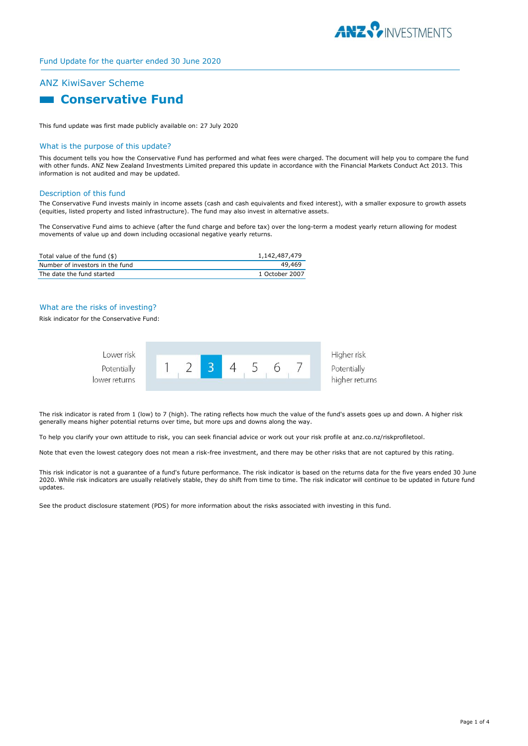Fund Update for the quarter ended 30 June 2020

## ANZ KiwiSaver Scheme

# Conservative Fund

This fund update was first made publicly available on: 27 July 2020

## What is the purpose of this update?

This document tells you how the Conservative Fund has performed and what fees were charged. The document will help you to compare the fund with other funds. ANZ New Zealand Investments Limited prepared this update in accordance with the Financial Markets Conduct Act 2013. This information is not audited and may be updated.

## Description of this fund

The Conservative Fund invests mainly in income assets (cash and cash equivalents and fixed interest), with a smaller exposure to growth assets (equities, listed property and listed infrastructure). The fund may also invest in alternative assets.

The Conservative Fund aims to achieve (after the fund charge and before tax) over the long-term a modest yearly return allowing for modest movements of value up and down including occasional negative yearly returns.

| | |
|---|---|
| Total value of the fund ($) | 1,142,487,479 |
| Number of investors in the fund | 49,469 |
| The date the fund started | 1 October 2007 |

## What are the risks of investing?

Risk indicator for the Conservative Fund:

| Lower risk<br>Potentially lower returns | 1 | 2 | **3** | 4 | 5 | 6 | 7 | Higher risk<br>Potentially higher returns |
|---|---|---|---|---|---|---|---|---|

The risk indicator is rated from 1 (low) to 7 (high). The rating reflects how much the value of the fund's assets goes up and down. A higher risk generally means higher potential returns over time, but more ups and downs along the way.

To help you clarify your own attitude to risk, you can seek financial advice or work out your risk profile at anz.co.nz/riskprofiletool.

Note that even the lowest category does not mean a risk-free investment, and there may be other risks that are not captured by this rating.

This risk indicator is not a guarantee of a fund's future performance. The risk indicator is based on the returns data for the five years ended 30 June 2020. While risk indicators are usually relatively stable, they do shift from time to time. The risk indicator will continue to be updated in future fund updates.

See the product disclosure statement (PDS) for more information about the risks associated with investing in this fund.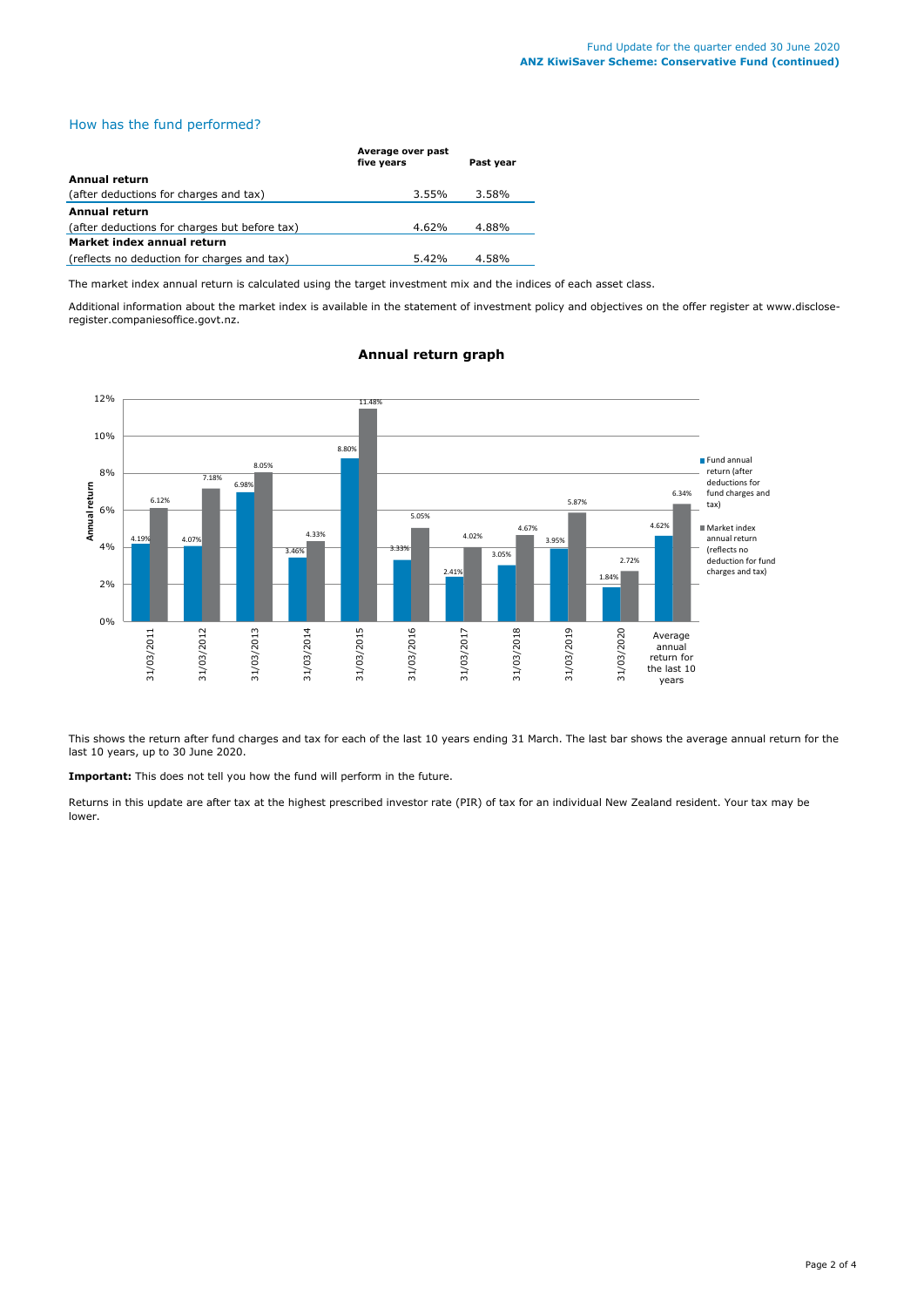## How has the fund performed?

| | Average over past five years | Past year |
|---|---|---|
| **Annual return** | | |
| (after deductions for charges and tax) | 3.55% | 3.58% |
| **Annual return** | | |
| (after deductions for charges but before tax) | 4.62% | 4.88% |
| **Market index annual return** | | |
| (reflects no deduction for charges and tax) | 5.42% | 4.58% |

The market index annual return is calculated using the target investment mix and the indices of each asset class.

Additional information about the market index is available in the statement of investment policy and objectives on the offer register at www.disclose-register.companiesoffice.govt.nz.

### Annual return graph

| | Fund annual return (after deductions for fund charges and tax) | Market index annual return (reflects no deduction for fund charges and tax) |
|---|---|---|
| 31/03/2011 | 4.19% | 6.12% |
| 31/03/2012 | 4.07% | 7.18% |
| 31/03/2013 | 6.98% | 8.05% |
| 31/03/2014 | 3.46% | 4.33% |
| 31/03/2015 | 8.80% | 11.48% |
| 31/03/2016 | 3.33% | 5.05% |
| 31/03/2017 | 2.41% | 4.02% |
| 31/03/2018 | 3.05% | 4.67% |
| 31/03/2019 | 3.95% | 5.87% |
| 31/03/2020 | 1.84% | 2.72% |
| Average annual return for the last 10 years | 4.62% | 6.34% |

This shows the return after fund charges and tax for each of the last 10 years ending 31 March. The last bar shows the average annual return for the last 10 years, up to 30 June 2020.

**Important:** This does not tell you how the fund will perform in the future.

Returns in this update are after tax at the highest prescribed investor rate (PIR) of tax for an individual New Zealand resident. Your tax may be lower.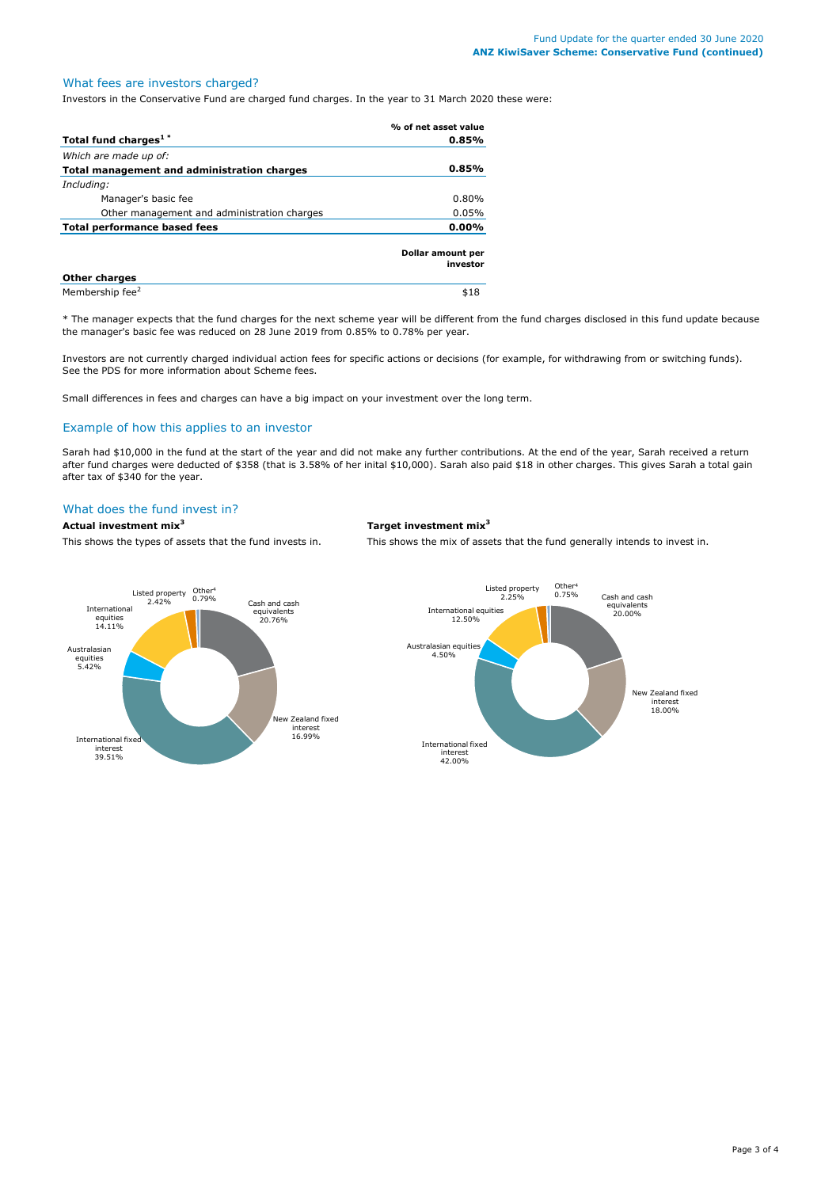## What fees are investors charged?

Investors in the Conservative Fund are charged fund charges. In the year to 31 March 2020 these were:

| | % of net asset value |
|---|---|
| **Total fund charges[1]*** | **0.85%** |
| *Which are made up of:* | |
| **Total management and administration charges** | **0.85%** |
| *Including:* | |
| Manager's basic fee | 0.80% |
| Other management and administration charges | 0.05% |
| **Total performance based fees** | **0.00%** |

| | Dollar amount per investor |
|---|---|
| **Other charges** | |
| Membership fee[2] | $18 |

\* The manager expects that the fund charges for the next scheme year will be different from the fund charges disclosed in this fund update because the manager's basic fee was reduced on 28 June 2019 from 0.85% to 0.78% per year.

Investors are not currently charged individual action fees for specific actions or decisions (for example, for withdrawing from or switching funds). See the PDS for more information about Scheme fees.

Small differences in fees and charges can have a big impact on your investment over the long term.

## Example of how this applies to an investor

Sarah had $10,000 in the fund at the start of the year and did not make any further contributions. At the end of the year, Sarah received a return after fund charges were deducted of $358 (that is 3.58% of her inital $10,000). Sarah also paid $18 in other charges. This gives Sarah a total gain after tax of $340 for the year.

## What does the fund invest in?

**Actual investment mix[3]**

This shows the types of assets that the fund invests in.

| Asset type | % |
|---|---|
| Cash and cash equivalents | 20.76% |
| New Zealand fixed interest | 16.99% |
| International fixed interest | 39.51% |
| Australasian equities | 5.42% |
| International equities | 14.11% |
| Listed property | 2.42% |
| Other[4] | 0.79% |

**Target investment mix[3]**

This shows the mix of assets that the fund generally intends to invest in.

| Asset type | % |
|---|---|
| Cash and cash equivalents | 20.00% |
| New Zealand fixed interest | 18.00% |
| International fixed interest | 42.00% |
| Australasian equities | 4.50% |
| International equities | 12.50% |
| Listed property | 2.25% |
| Other[4] | 0.75% |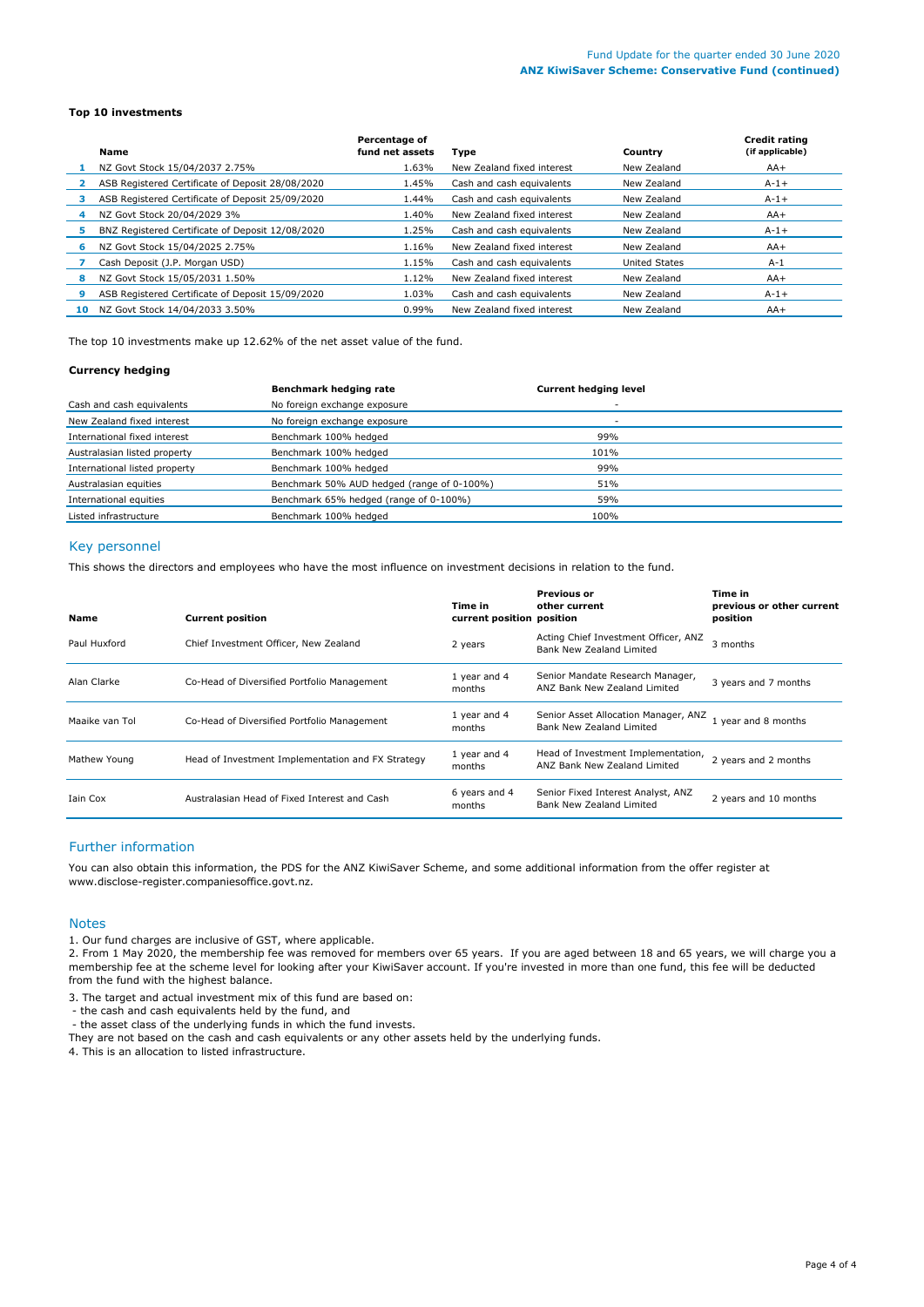### Top 10 investments

| | Name | Percentage of fund net assets | Type | Country | Credit rating (if applicable) |
|---|---|---|---|---|---|
| 1 | NZ Govt Stock 15/04/2037 2.75% | 1.63% | New Zealand fixed interest | New Zealand | AA+ |
| 2 | ASB Registered Certificate of Deposit 28/08/2020 | 1.45% | Cash and cash equivalents | New Zealand | A-1+ |
| 3 | ASB Registered Certificate of Deposit 25/09/2020 | 1.44% | Cash and cash equivalents | New Zealand | A-1+ |
| 4 | NZ Govt Stock 20/04/2029 3% | 1.40% | New Zealand fixed interest | New Zealand | AA+ |
| 5 | BNZ Registered Certificate of Deposit 12/08/2020 | 1.25% | Cash and cash equivalents | New Zealand | A-1+ |
| 6 | NZ Govt Stock 15/04/2025 2.75% | 1.16% | New Zealand fixed interest | New Zealand | AA+ |
| 7 | Cash Deposit (J.P. Morgan USD) | 1.15% | Cash and cash equivalents | United States | A-1 |
| 8 | NZ Govt Stock 15/05/2031 1.50% | 1.12% | New Zealand fixed interest | New Zealand | AA+ |
| 9 | ASB Registered Certificate of Deposit 15/09/2020 | 1.03% | Cash and cash equivalents | New Zealand | A-1+ |
| 10 | NZ Govt Stock 14/04/2033 3.50% | 0.99% | New Zealand fixed interest | New Zealand | AA+ |

The top 10 investments make up 12.62% of the net asset value of the fund.

### Currency hedging

| | Benchmark hedging rate | Current hedging level |
|---|---|---|
| Cash and cash equivalents | No foreign exchange exposure | - |
| New Zealand fixed interest | No foreign exchange exposure | - |
| International fixed interest | Benchmark 100% hedged | 99% |
| Australasian listed property | Benchmark 100% hedged | 101% |
| International listed property | Benchmark 100% hedged | 99% |
| Australasian equities | Benchmark 50% AUD hedged (range of 0-100%) | 51% |
| International equities | Benchmark 65% hedged (range of 0-100%) | 59% |
| Listed infrastructure | Benchmark 100% hedged | 100% |

## Key personnel

This shows the directors and employees who have the most influence on investment decisions in relation to the fund.

| Name | Current position | Time in current position | Previous or other current position | Time in previous or other current position |
|---|---|---|---|---|
| Paul Huxford | Chief Investment Officer, New Zealand | 2 years | Acting Chief Investment Officer, ANZ Bank New Zealand Limited | 3 months |
| Alan Clarke | Co-Head of Diversified Portfolio Management | 1 year and 4 months | Senior Mandate Research Manager, ANZ Bank New Zealand Limited | 3 years and 7 months |
| Maaike van Tol | Co-Head of Diversified Portfolio Management | 1 year and 4 months | Senior Asset Allocation Manager, ANZ Bank New Zealand Limited | 1 year and 8 months |
| Mathew Young | Head of Investment Implementation and FX Strategy | 1 year and 4 months | Head of Investment Implementation, ANZ Bank New Zealand Limited | 2 years and 2 months |
| Iain Cox | Australasian Head of Fixed Interest and Cash | 6 years and 4 months | Senior Fixed Interest Analyst, ANZ Bank New Zealand Limited | 2 years and 10 months |

## Further information

You can also obtain this information, the PDS for the ANZ KiwiSaver Scheme, and some additional information from the offer register at www.disclose-register.companiesoffice.govt.nz.

## Notes

1. Our fund charges are inclusive of GST, where applicable.
2. From 1 May 2020, the membership fee was removed for members over 65 years. If you are aged between 18 and 65 years, we will charge you a membership fee at the scheme level for looking after your KiwiSaver account. If you're invested in more than one fund, this fee will be deducted from the fund with the highest balance.
3. The target and actual investment mix of this fund are based on:
 - the cash and cash equivalents held by the fund, and
 - the asset class of the underlying funds in which the fund invests.

They are not based on the cash and cash equivalents or any other assets held by the underlying funds.

4. This is an allocation to listed infrastructure.